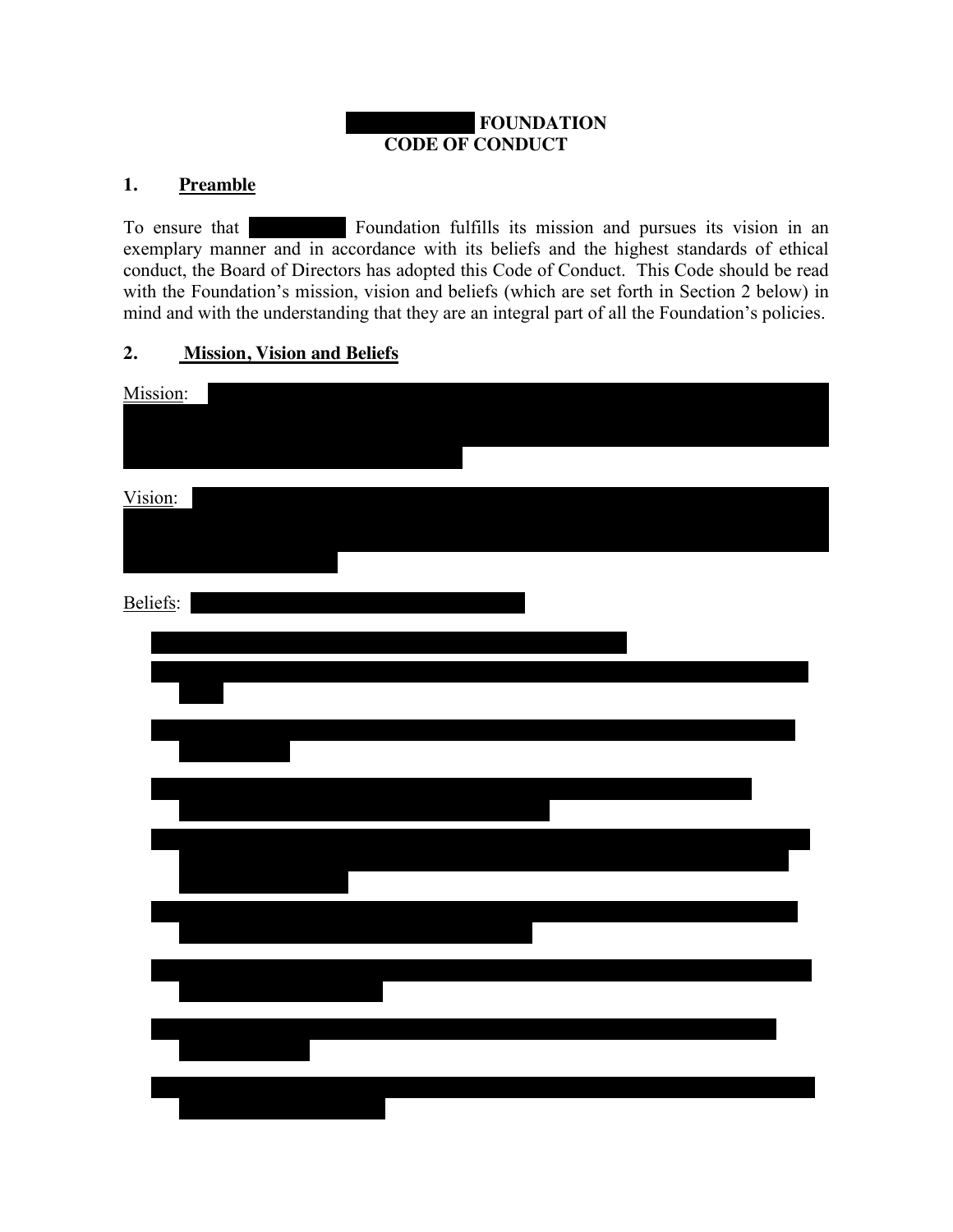# FOUNDATION CODE OF CONDUCT

## 1. Preamble

To ensure that Foundation fulfills its mission and pursues its vision in an exemplary manner and in accordance with its beliefs and the highest standards of ethical conduct, the Board of Directors has adopted this Code of Conduct. This Code should be read with the Foundation's mission, vision and beliefs (which are set forth in Section 2 below) in mind and with the understanding that they are an integral part of all the Foundation's policies.

## 2. Mission, Vision and Beliefs

Mission:

Vision:

Beliefs: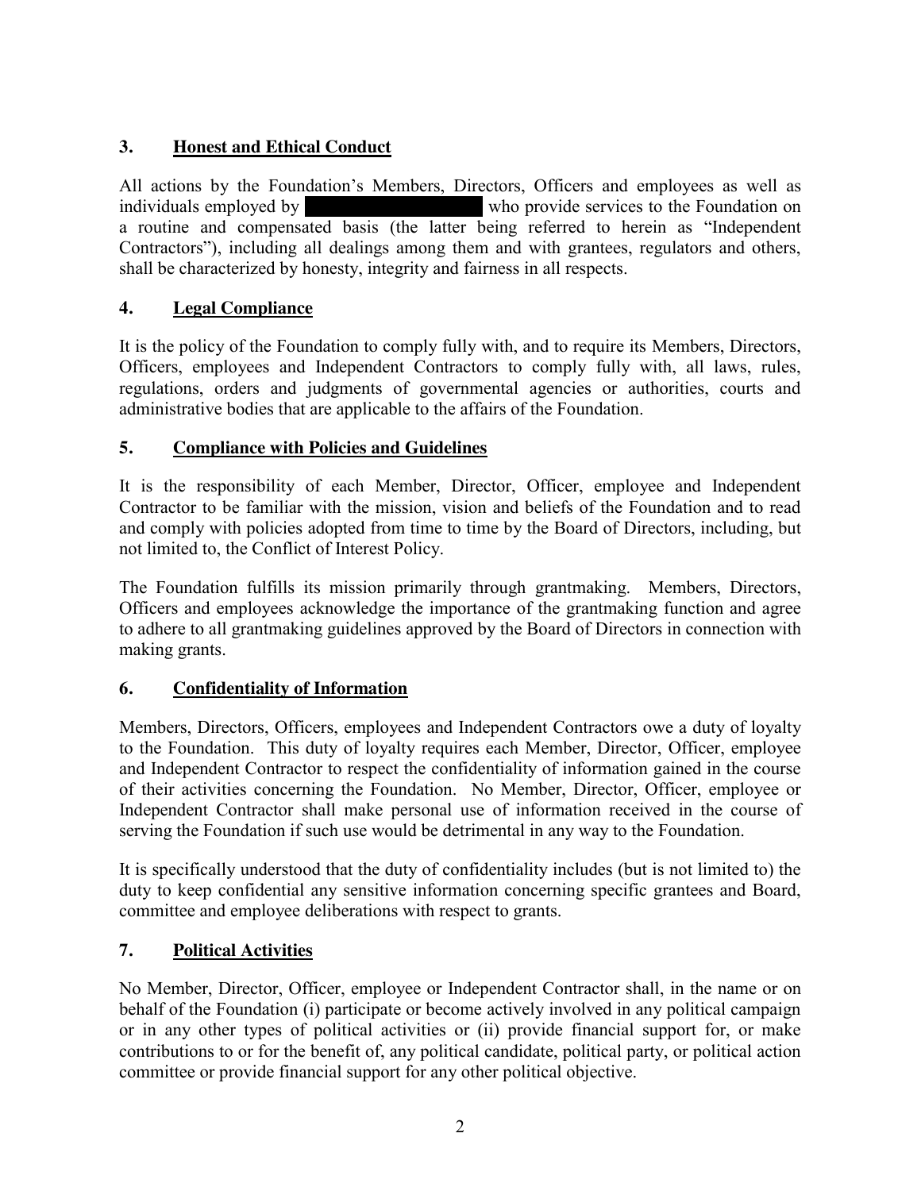## 3. Honest and Ethical Conduct

All actions by the Foundation's Members, Directors, Officers and employees as well as individuals employed by [REDACTED] who provide services to the Foundation on a routine and compensated basis (the latter being referred to herein as "Independent Contractors"), including all dealings among them and with grantees, regulators and others, shall be characterized by honesty, integrity and fairness in all respects.

## 4. Legal Compliance

It is the policy of the Foundation to comply fully with, and to require its Members, Directors, Officers, employees and Independent Contractors to comply fully with, all laws, rules, regulations, orders and judgments of governmental agencies or authorities, courts and administrative bodies that are applicable to the affairs of the Foundation.

## 5. Compliance with Policies and Guidelines

It is the responsibility of each Member, Director, Officer, employee and Independent Contractor to be familiar with the mission, vision and beliefs of the Foundation and to read and comply with policies adopted from time to time by the Board of Directors, including, but not limited to, the Conflict of Interest Policy.

The Foundation fulfills its mission primarily through grantmaking. Members, Directors, Officers and employees acknowledge the importance of the grantmaking function and agree to adhere to all grantmaking guidelines approved by the Board of Directors in connection with making grants.

## 6. Confidentiality of Information

Members, Directors, Officers, employees and Independent Contractors owe a duty of loyalty to the Foundation. This duty of loyalty requires each Member, Director, Officer, employee and Independent Contractor to respect the confidentiality of information gained in the course of their activities concerning the Foundation. No Member, Director, Officer, employee or Independent Contractor shall make personal use of information received in the course of serving the Foundation if such use would be detrimental in any way to the Foundation.

It is specifically understood that the duty of confidentiality includes (but is not limited to) the duty to keep confidential any sensitive information concerning specific grantees and Board, committee and employee deliberations with respect to grants.

## 7. Political Activities

No Member, Director, Officer, employee or Independent Contractor shall, in the name or on behalf of the Foundation (i) participate or become actively involved in any political campaign or in any other types of political activities or (ii) provide financial support for, or make contributions to or for the benefit of, any political candidate, political party, or political action committee or provide financial support for any other political objective.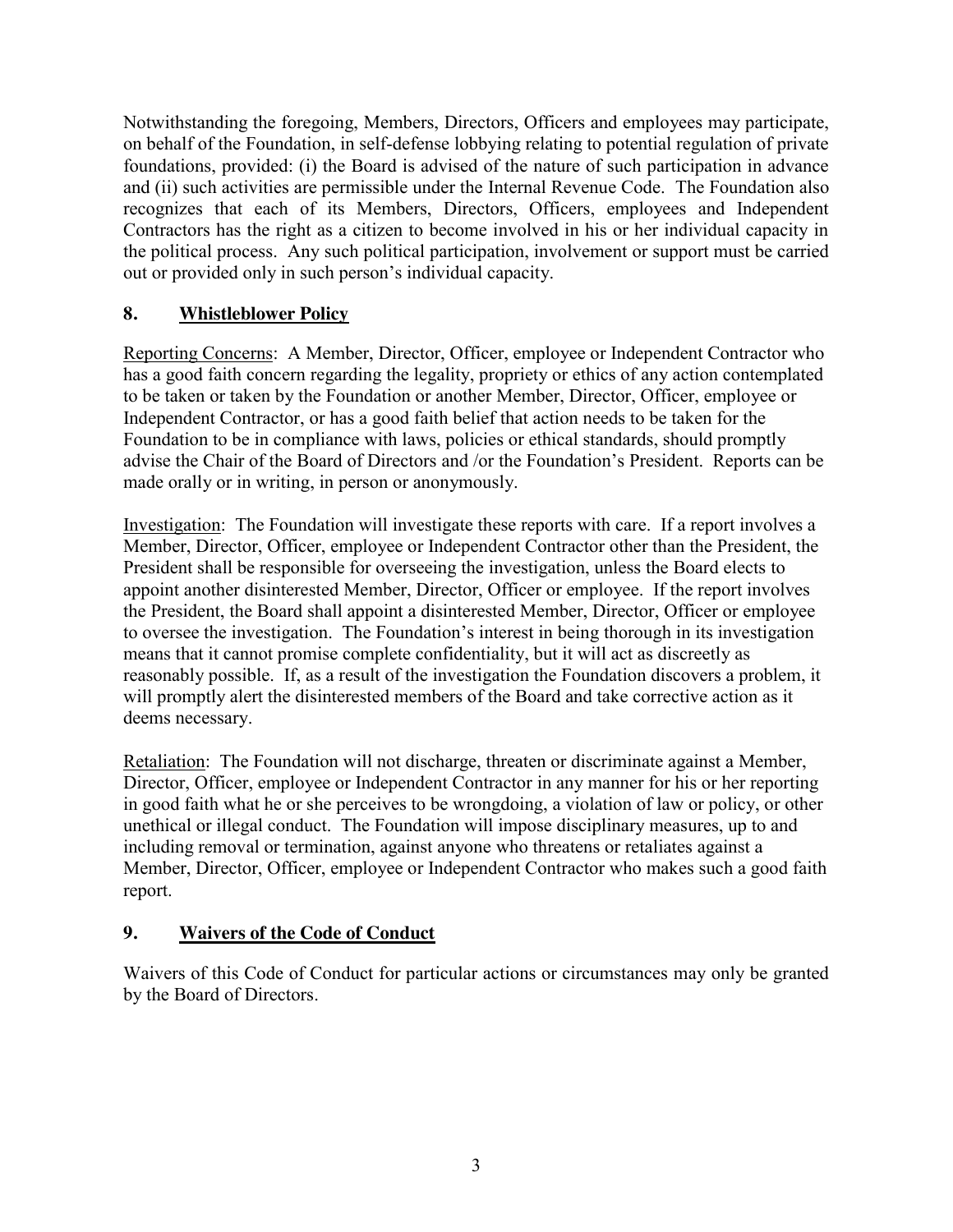Notwithstanding the foregoing, Members, Directors, Officers and employees may participate, on behalf of the Foundation, in self-defense lobbying relating to potential regulation of private foundations, provided: (i) the Board is advised of the nature of such participation in advance and (ii) such activities are permissible under the Internal Revenue Code. The Foundation also recognizes that each of its Members, Directors, Officers, employees and Independent Contractors has the right as a citizen to become involved in his or her individual capacity in the political process. Any such political participation, involvement or support must be carried out or provided only in such person's individual capacity.

## 8. **Whistleblower Policy**

Reporting Concerns: A Member, Director, Officer, employee or Independent Contractor who has a good faith concern regarding the legality, propriety or ethics of any action contemplated to be taken or taken by the Foundation or another Member, Director, Officer, employee or Independent Contractor, or has a good faith belief that action needs to be taken for the Foundation to be in compliance with laws, policies or ethical standards, should promptly advise the Chair of the Board of Directors and /or the Foundation's President. Reports can be made orally or in writing, in person or anonymously.

Investigation: The Foundation will investigate these reports with care. If a report involves a Member, Director, Officer, employee or Independent Contractor other than the President, the President shall be responsible for overseeing the investigation, unless the Board elects to appoint another disinterested Member, Director, Officer or employee. If the report involves the President, the Board shall appoint a disinterested Member, Director, Officer or employee to oversee the investigation. The Foundation's interest in being thorough in its investigation means that it cannot promise complete confidentiality, but it will act as discreetly as reasonably possible. If, as a result of the investigation the Foundation discovers a problem, it will promptly alert the disinterested members of the Board and take corrective action as it deems necessary.

Retaliation: The Foundation will not discharge, threaten or discriminate against a Member, Director, Officer, employee or Independent Contractor in any manner for his or her reporting in good faith what he or she perceives to be wrongdoing, a violation of law or policy, or other unethical or illegal conduct. The Foundation will impose disciplinary measures, up to and including removal or termination, against anyone who threatens or retaliates against a Member, Director, Officer, employee or Independent Contractor who makes such a good faith report.

## 9. **Waivers of the Code of Conduct**

Waivers of this Code of Conduct for particular actions or circumstances may only be granted by the Board of Directors.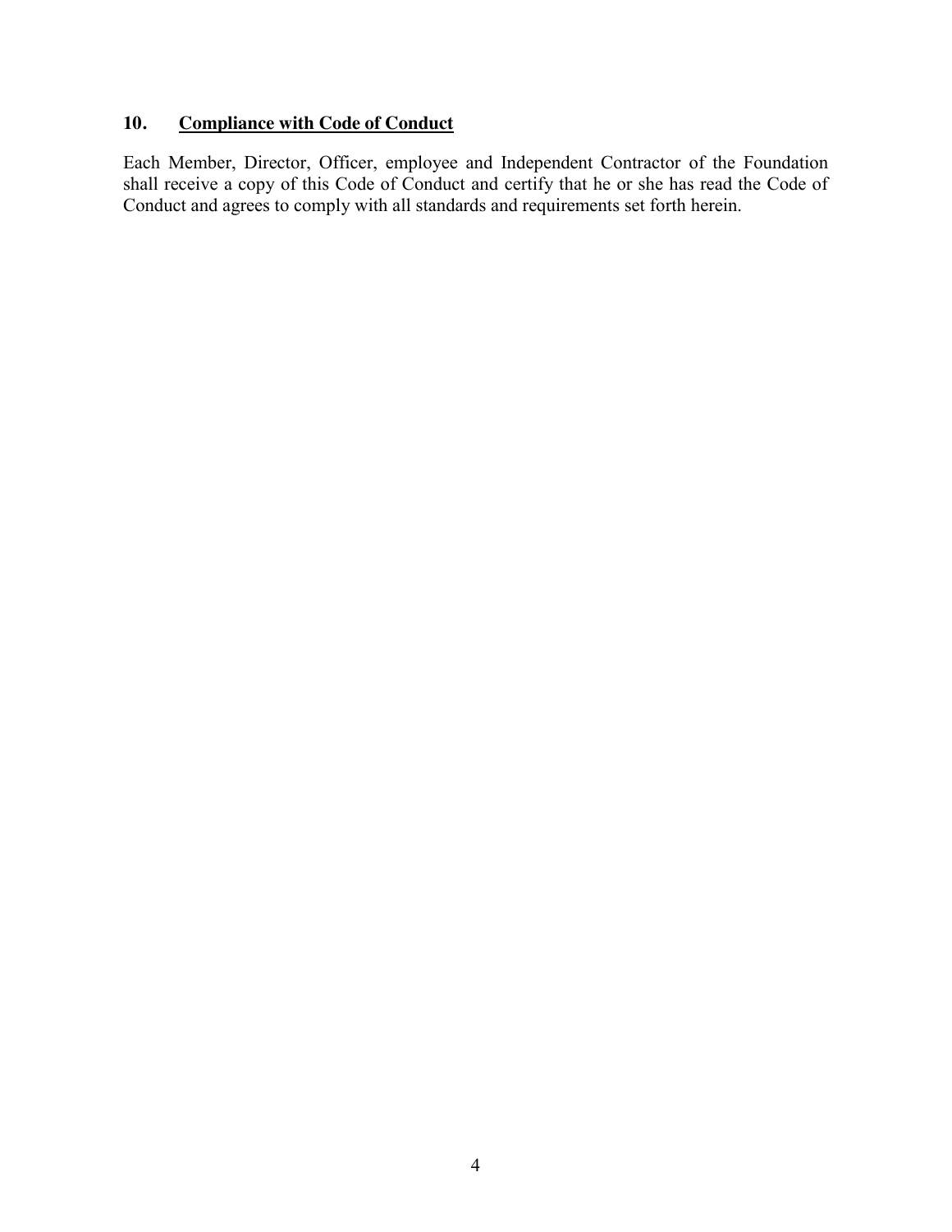## 10. **Compliance with Code of Conduct**

Each Member, Director, Officer, employee and Independent Contractor of the Foundation shall receive a copy of this Code of Conduct and certify that he or she has read the Code of Conduct and agrees to comply with all standards and requirements set forth herein.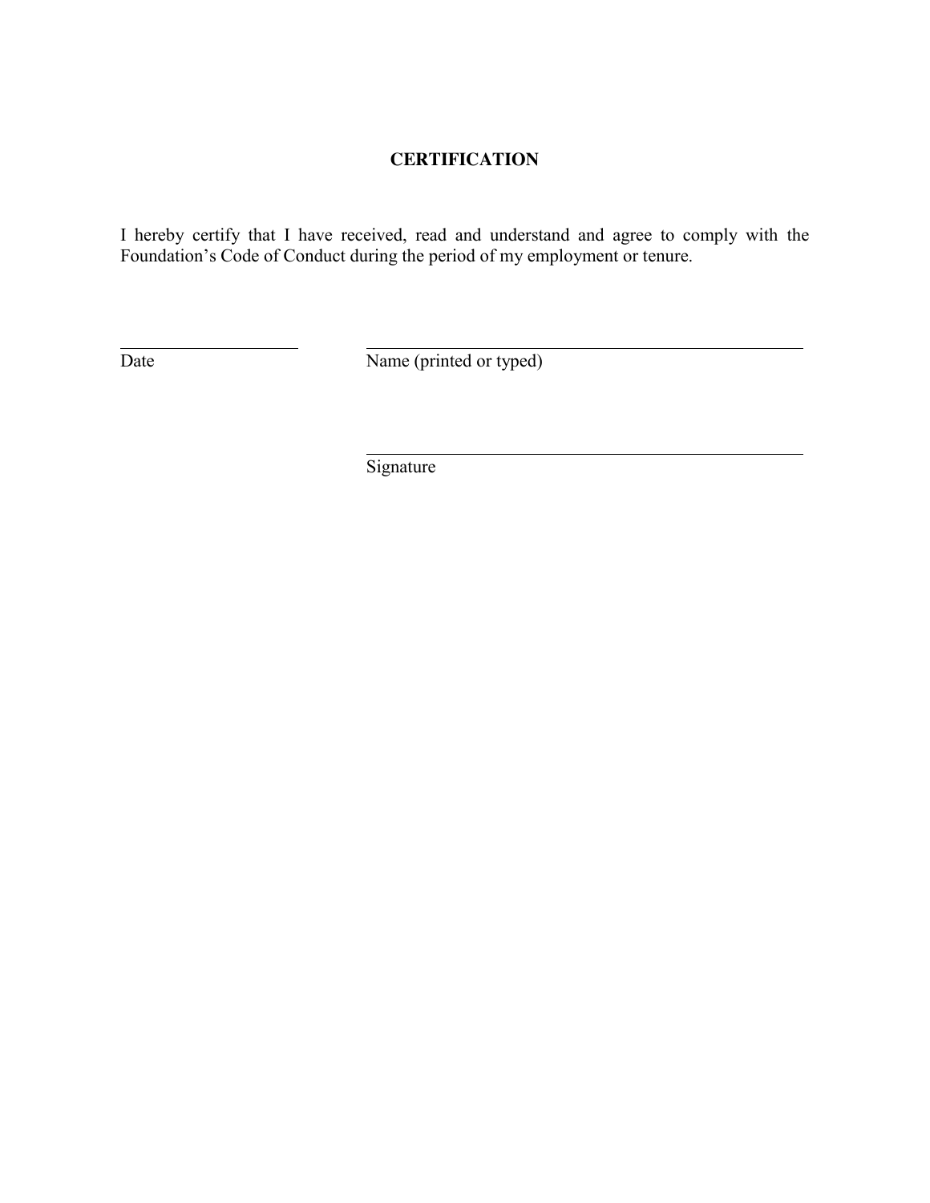# CERTIFICATION

I hereby certify that I have received, read and understand and agree to comply with the Foundation's Code of Conduct during the period of my employment or tenure.

\_\_\_\_\_\_\_\_\_\_\_\_\_\_\_\_\_\_\_\_ \_\_\_\_\_\_\_\_\_\_\_\_\_\_\_\_\_\_\_\_\_\_\_\_\_\_\_\_\_\_\_\_\_\_\_\_\_\_\_\_\_\_\_\_\_\_\_\_
Date Name (printed or typed)

\_\_\_\_\_\_\_\_\_\_\_\_\_\_\_\_\_\_\_\_\_\_\_\_\_\_\_\_\_\_\_\_\_\_\_\_\_\_\_\_\_\_\_\_\_\_\_\_
Signature